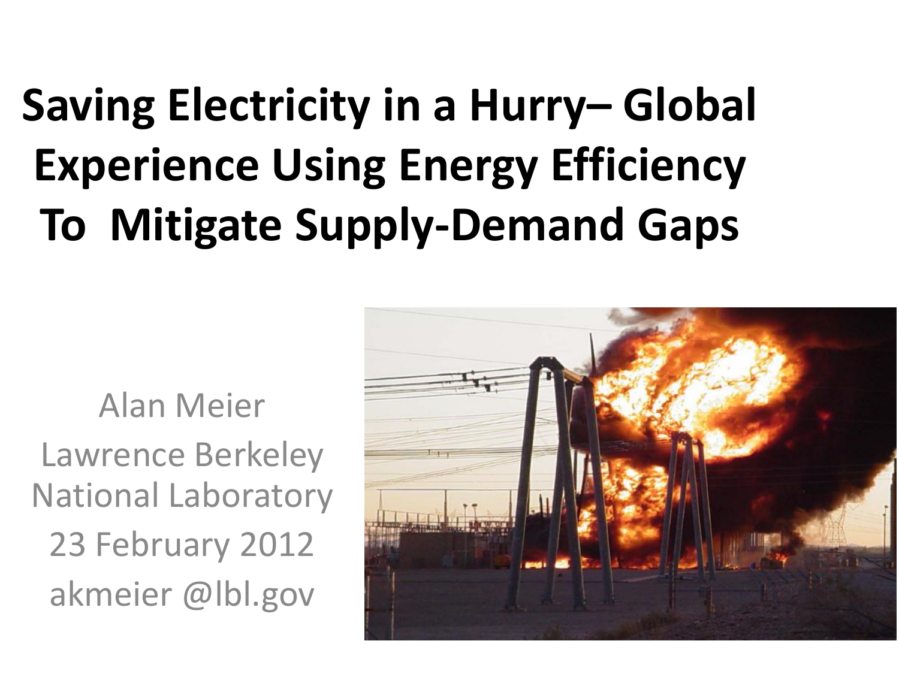# Saving Electricity in a Hurry– Global Experience Using Energy Efficiency To Mitigate Supply-Demand Gaps

Alan Meier

Lawrence Berkeley National Laboratory

23 February 2012

akmeier @lbl.gov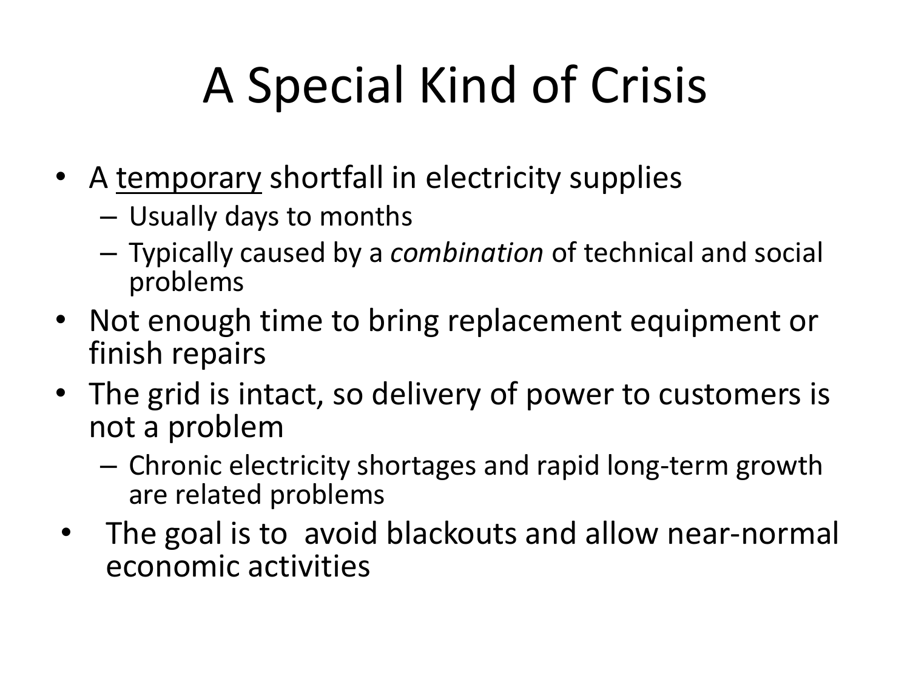# A Special Kind of Crisis

- A <u>temporary</u> shortfall in electricity supplies
  - Usually days to months
  - Typically caused by a *combination* of technical and social problems
- Not enough time to bring replacement equipment or finish repairs
- The grid is intact, so delivery of power to customers is not a problem
  - Chronic electricity shortages and rapid long-term growth are related problems
- The goal is to avoid blackouts and allow near-normal economic activities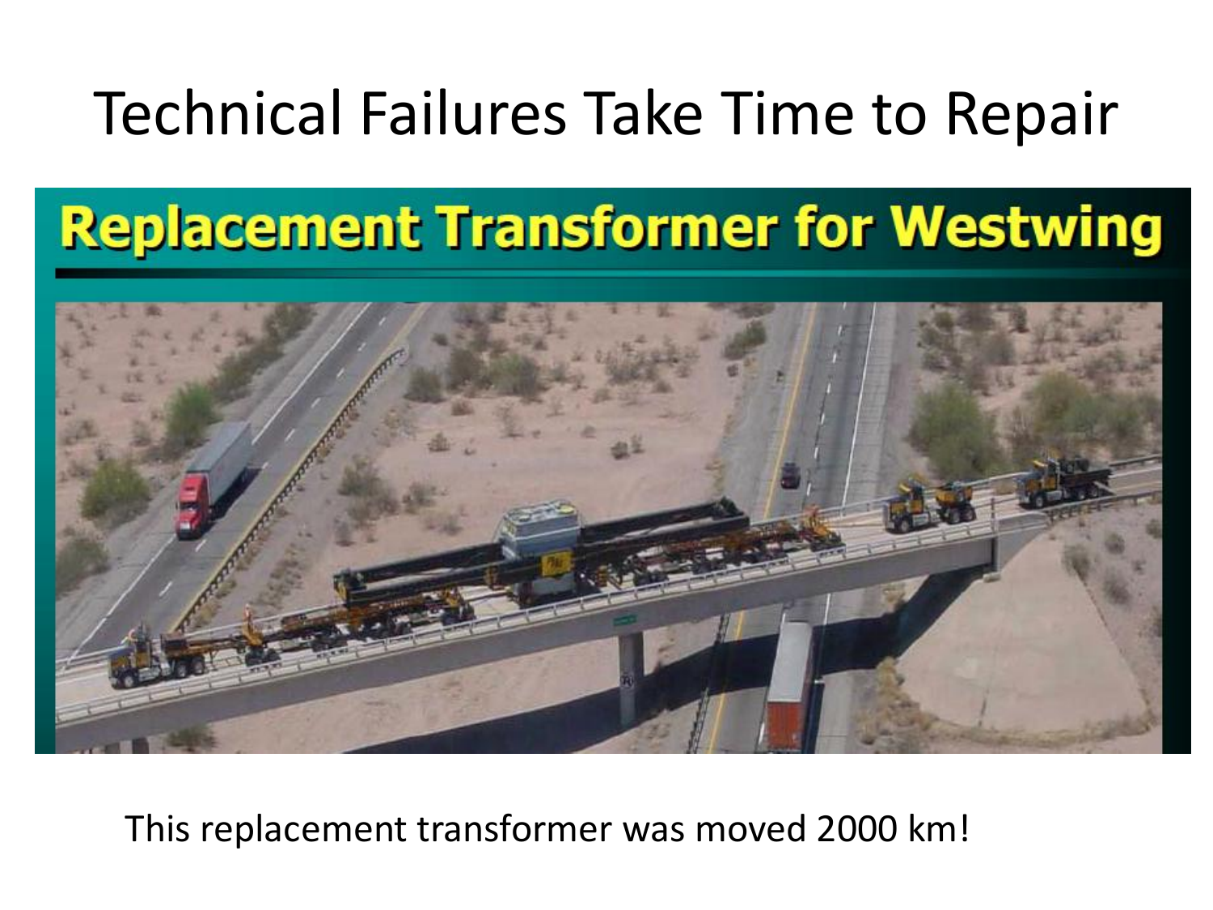# Technical Failures Take Time to Repair

**Replacement Transformer for Westwing**

This replacement transformer was moved 2000 km!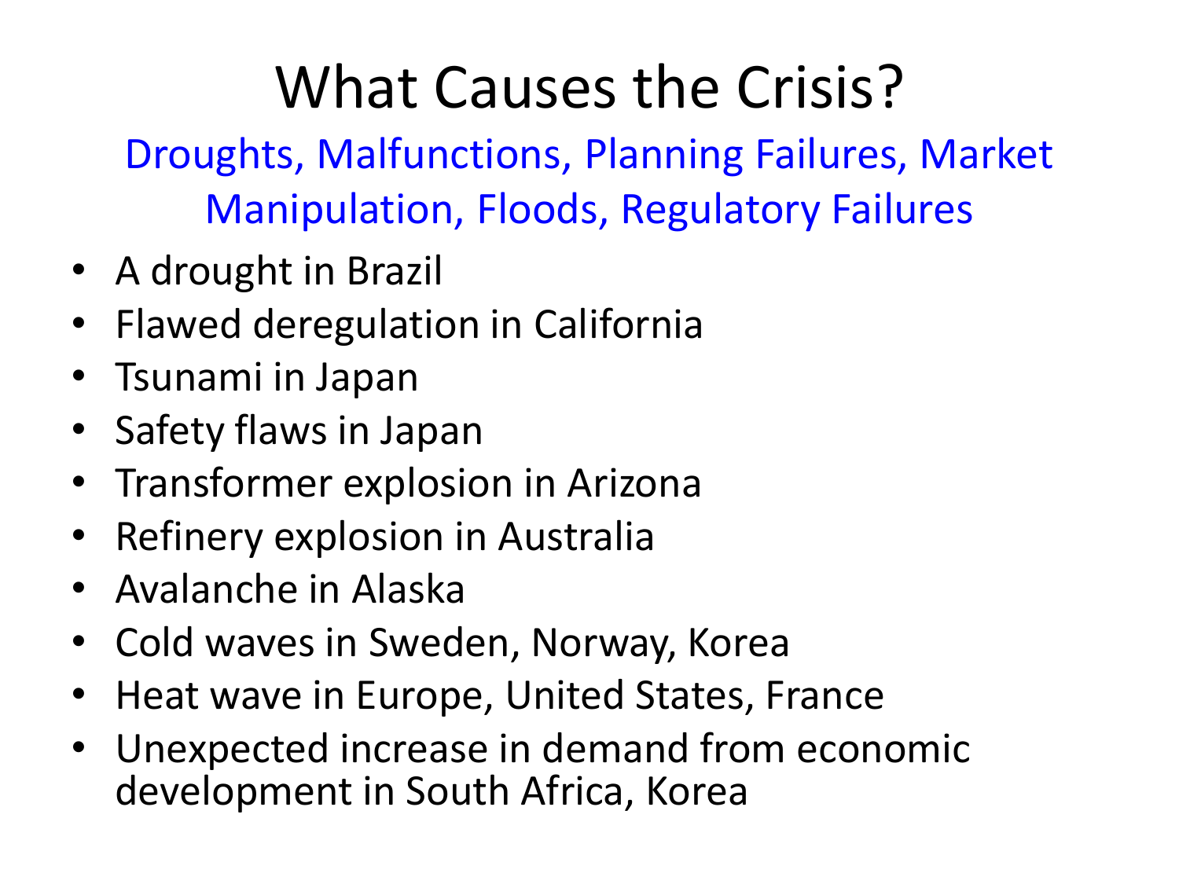# What Causes the Crisis?

Droughts, Malfunctions, Planning Failures, Market Manipulation, Floods, Regulatory Failures

- A drought in Brazil
- Flawed deregulation in California
- Tsunami in Japan
- Safety flaws in Japan
- Transformer explosion in Arizona
- Refinery explosion in Australia
- Avalanche in Alaska
- Cold waves in Sweden, Norway, Korea
- Heat wave in Europe, United States, France
- Unexpected increase in demand from economic development in South Africa, Korea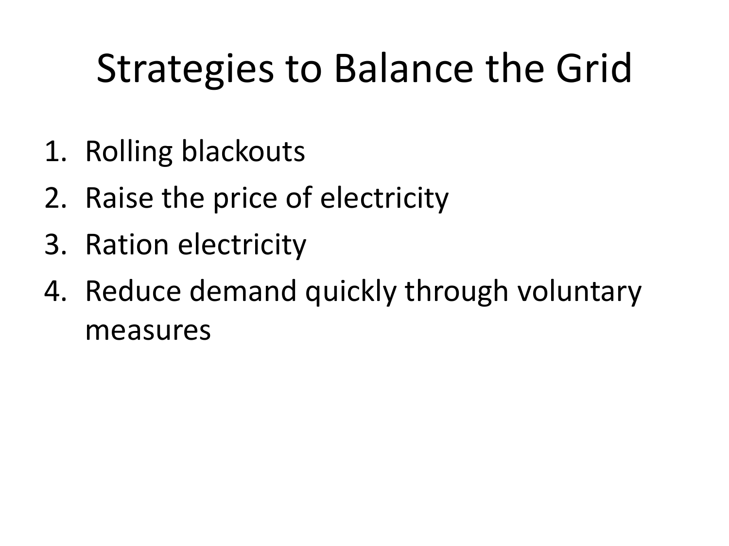# Strategies to Balance the Grid

1. Rolling blackouts
2. Raise the price of electricity
3. Ration electricity
4. Reduce demand quickly through voluntary measures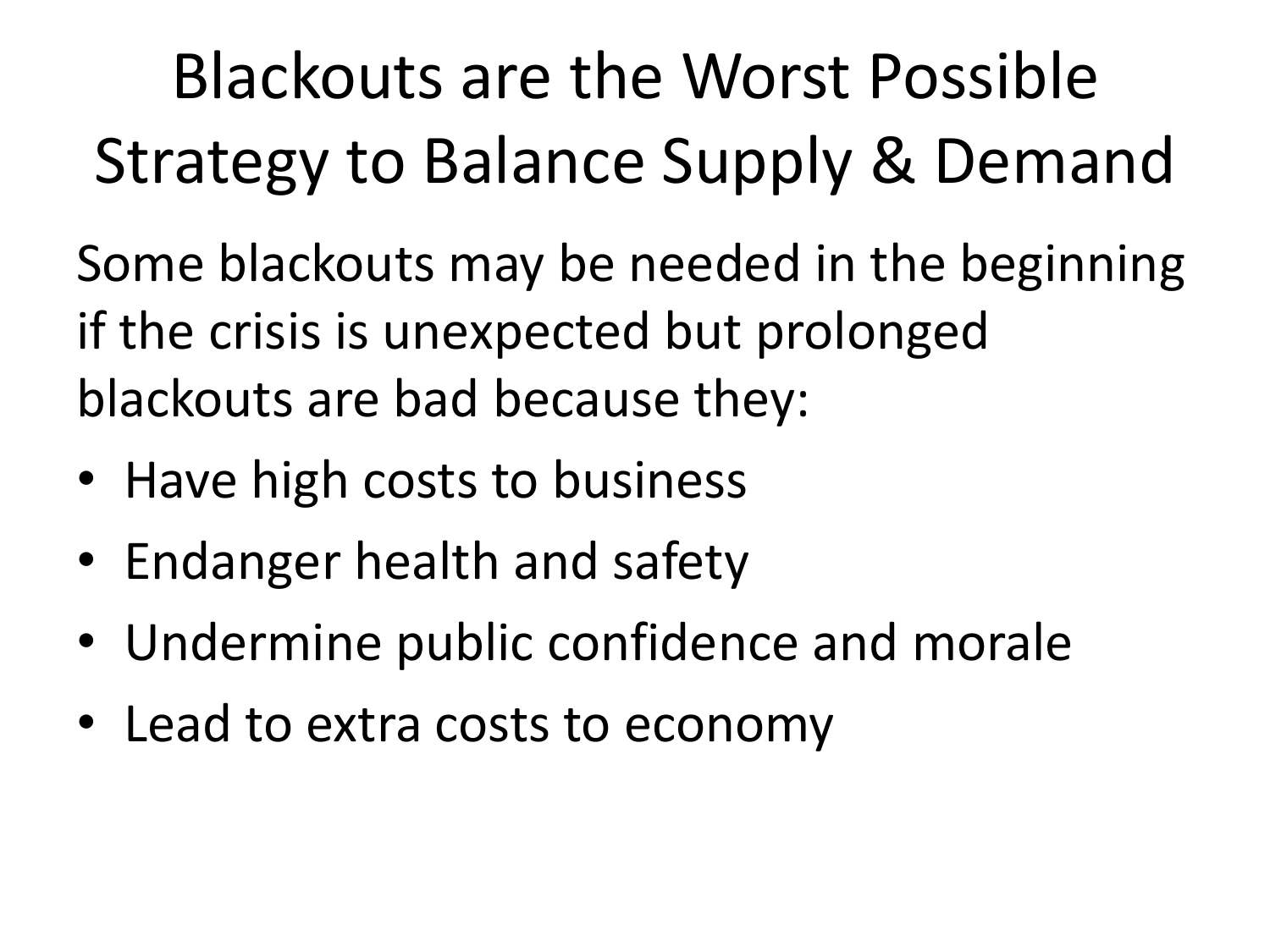# Blackouts are the Worst Possible Strategy to Balance Supply & Demand

Some blackouts may be needed in the beginning if the crisis is unexpected but prolonged blackouts are bad because they:

- Have high costs to business
- Endanger health and safety
- Undermine public confidence and morale
- Lead to extra costs to economy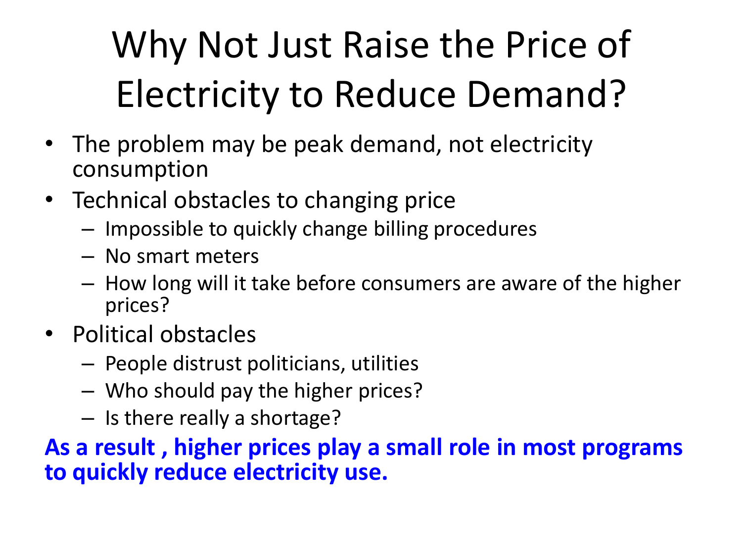# Why Not Just Raise the Price of Electricity to Reduce Demand?

- The problem may be peak demand, not electricity consumption
- Technical obstacles to changing price
  - Impossible to quickly change billing procedures
  - No smart meters
  - How long will it take before consumers are aware of the higher prices?
- Political obstacles
  - People distrust politicians, utilities
  - Who should pay the higher prices?
  - Is there really a shortage?

**As a result , higher prices play a small role in most programs to quickly reduce electricity use.**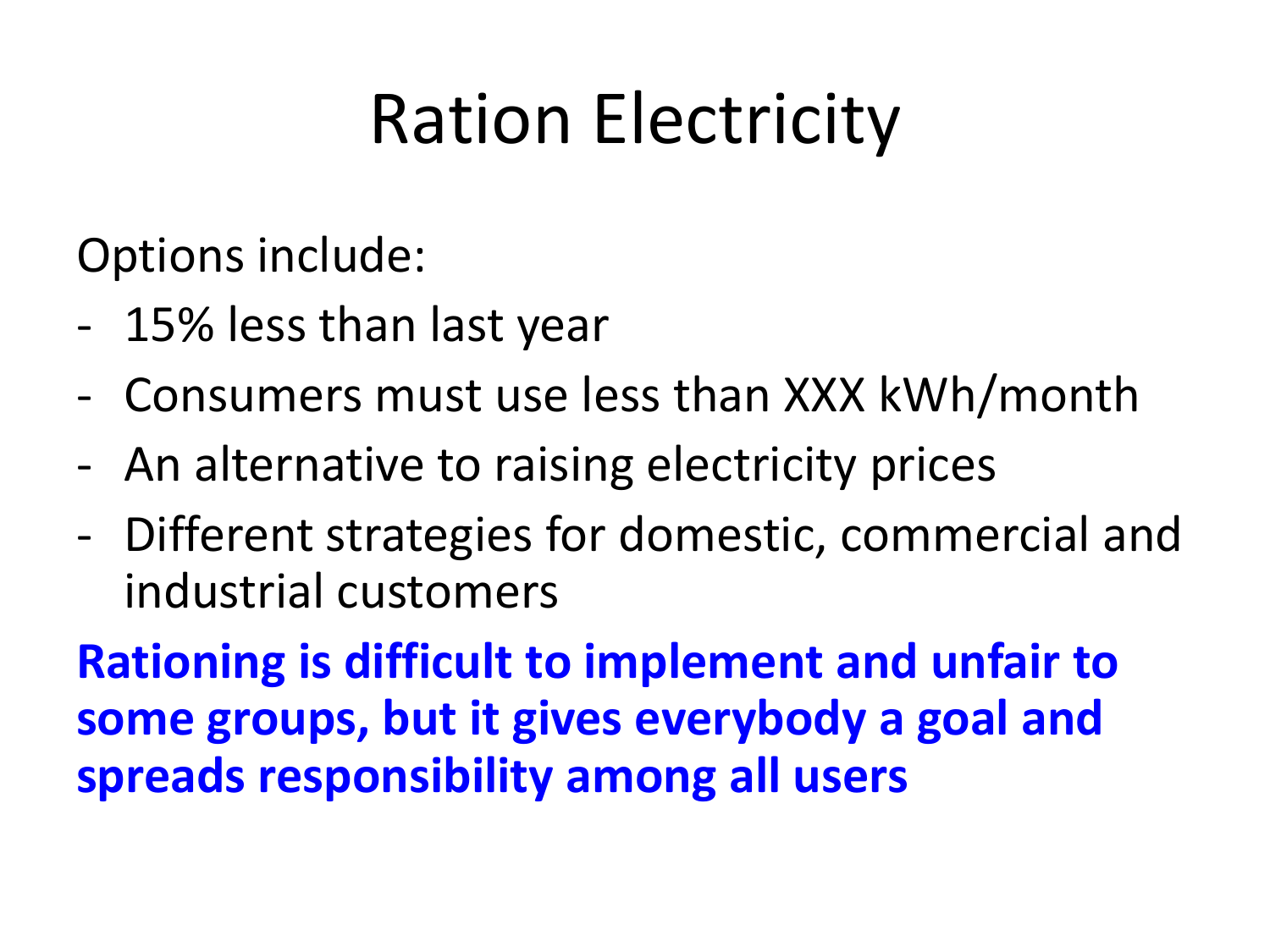# Ration Electricity

Options include:

- 15% less than last year
- Consumers must use less than XXX kWh/month
- An alternative to raising electricity prices
- Different strategies for domestic, commercial and industrial customers

**Rationing is difficult to implement and unfair to some groups, but it gives everybody a goal and spreads responsibility among all users**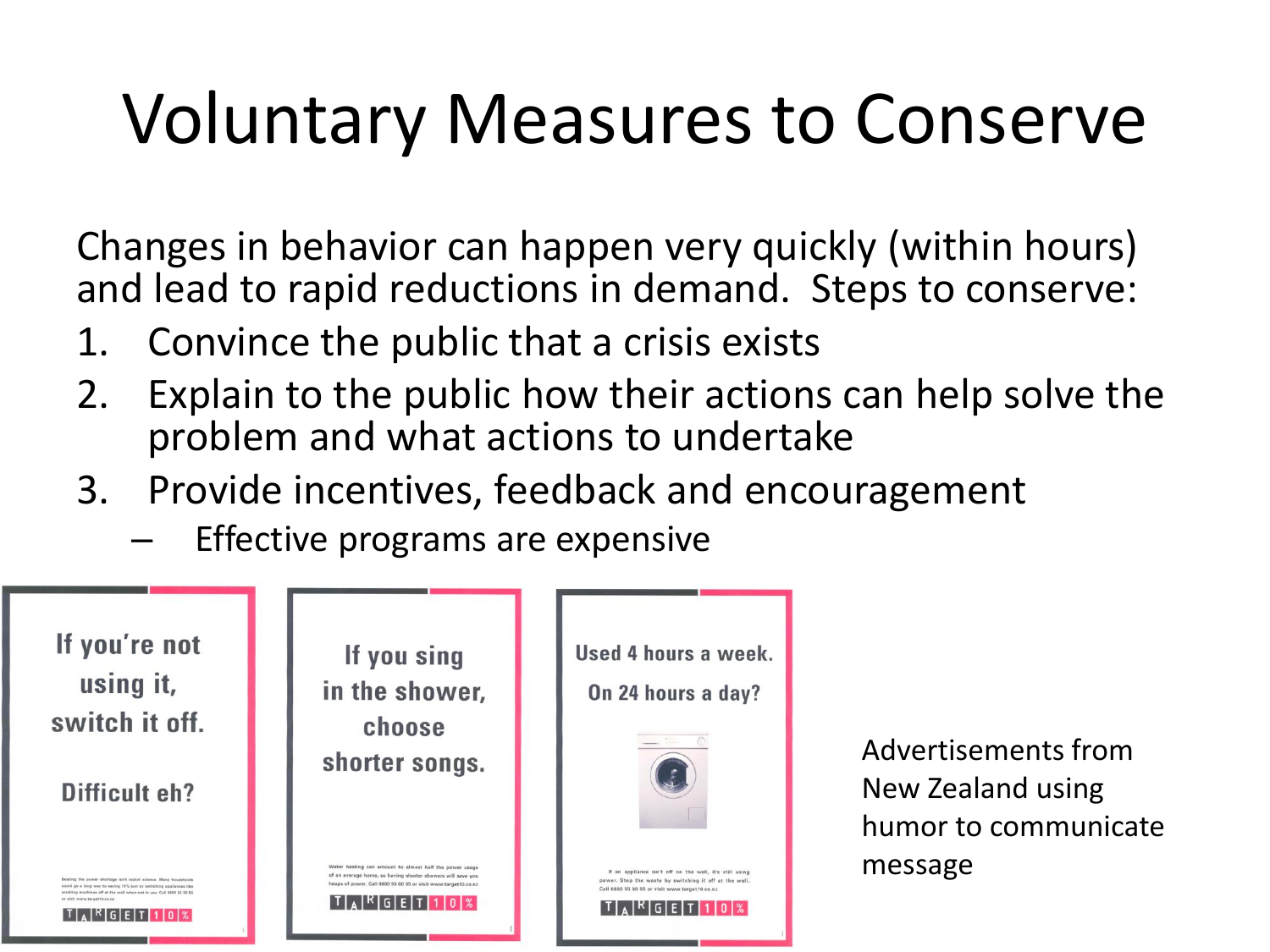# Voluntary Measures to Conserve

Changes in behavior can happen very quickly (within hours) and lead to rapid reductions in demand. Steps to conserve:

1. Convince the public that a crisis exists
2. Explain to the public how their actions can help solve the problem and what actions to undertake
3. Provide incentives, feedback and encouragement
   - Effective programs are expensive

If you're not using it, switch it off.

Difficult eh?

TARGET 10%

If you sing in the shower, choose shorter songs.

Water heating can amount to almost half the power usage of an average home, so having shorter showers will save you heaps of power. Call 0800 55 00 55 or visit www.target10.co.nz

TARGET 10%

Used 4 hours a week.

On 24 hours a day?

If an appliance isn't off on the wall, it's still using power. Stop the waste by switching it off at the wall. Call 0800 55 00 55 or visit www.target10.co.nz

TARGET 10%

Advertisements from New Zealand using humor to communicate message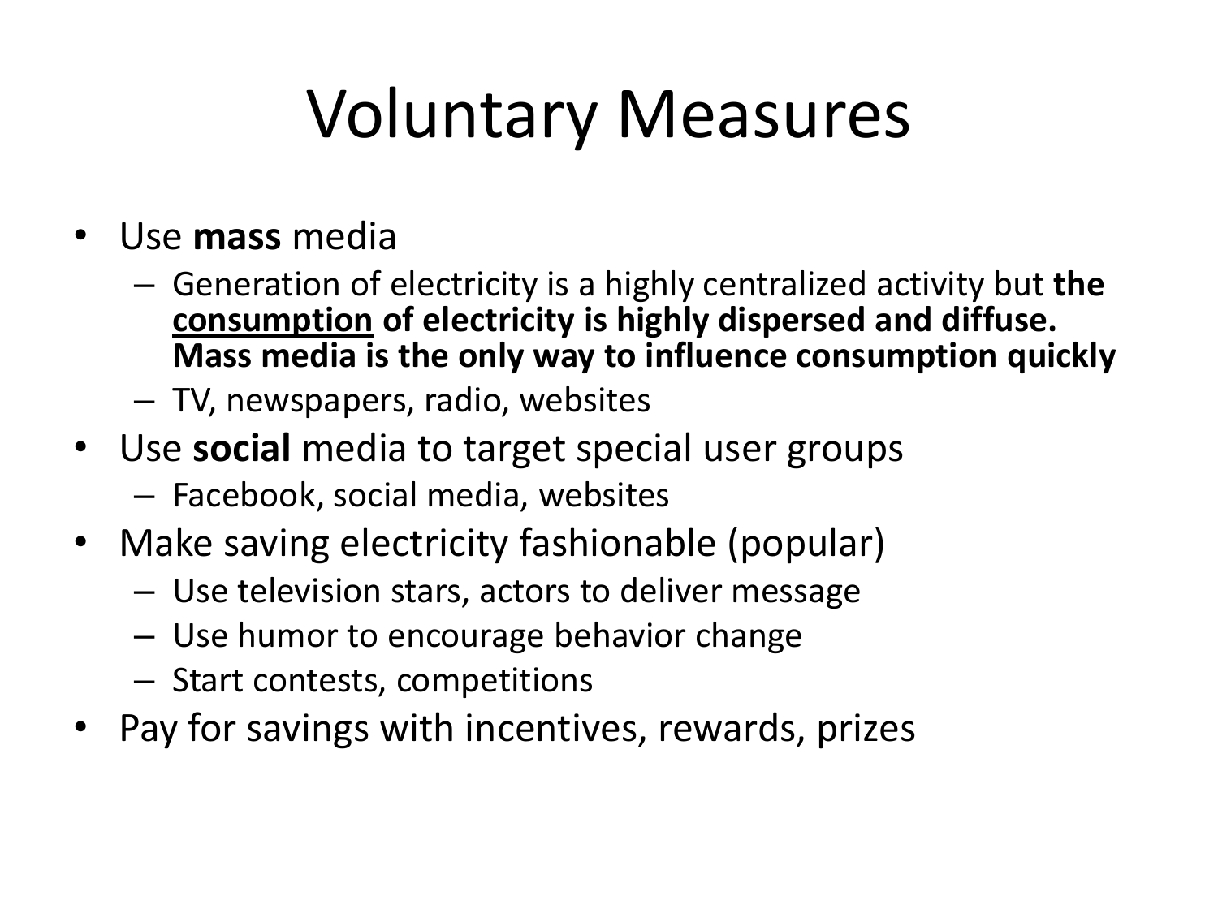# Voluntary Measures

- Use **mass** media
  - Generation of electricity is a highly centralized activity but **the <u>consumption</u> of electricity is highly dispersed and diffuse. Mass media is the only way to influence consumption quickly**
  - TV, newspapers, radio, websites
- Use **social** media to target special user groups
  - Facebook, social media, websites
- Make saving electricity fashionable (popular)
  - Use television stars, actors to deliver message
  - Use humor to encourage behavior change
  - Start contests, competitions
- Pay for savings with incentives, rewards, prizes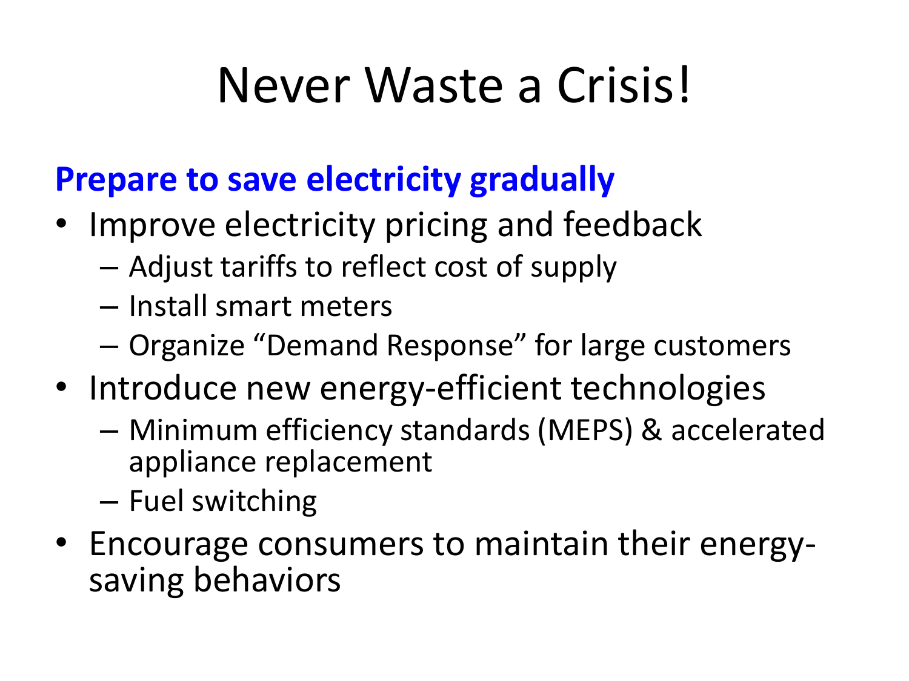# Never Waste a Crisis!

**Prepare to save electricity gradually**

- Improve electricity pricing and feedback
  - Adjust tariffs to reflect cost of supply
  - Install smart meters
  - Organize "Demand Response" for large customers
- Introduce new energy-efficient technologies
  - Minimum efficiency standards (MEPS) & accelerated appliance replacement
  - Fuel switching
- Encourage consumers to maintain their energy-saving behaviors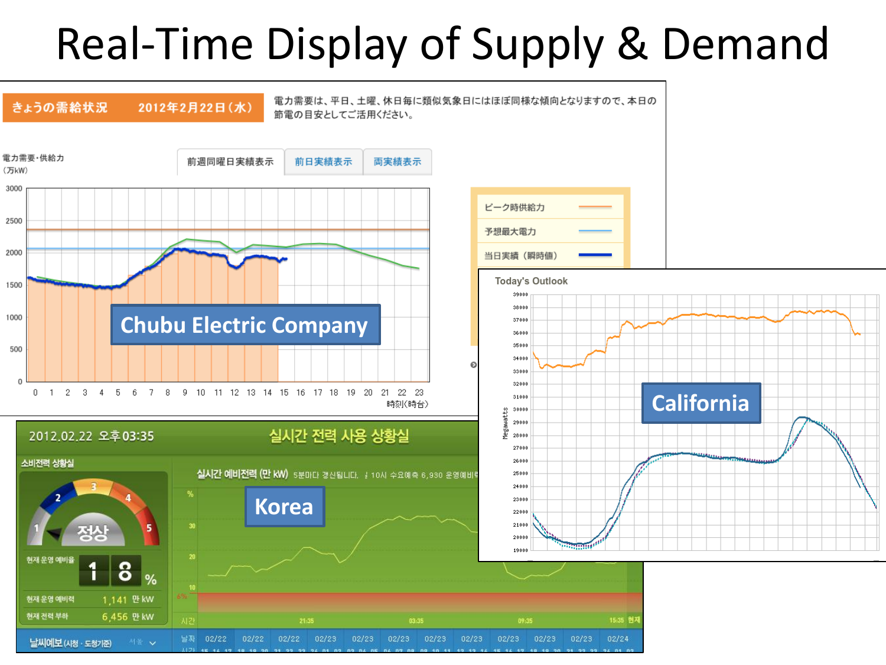# Real-Time Display of Supply & Demand

きょうの需給状況　2012年2月22日（水）

電力需要は、平日、土曜、休日毎に類似気象日にはほぼ同様な傾向となりますので、本日の節電の目安としてご活用ください。

電力需要・供給力（万kW）

前週同曜日実績表示　前日実績表示　両実績表示

3000
2500
2000
1500
1000
500
0

0 1 2 3 4 5 6 7 8 9 10 11 12 13 14 15 16 17 18 19 20 21 22 23

時刻（時台）

ピーク時供給力

予想最大電力

当日実績（瞬時値）

Chubu Electric Company

2012.02.22 오후03:35

실시간 전력 사용 상황실

소비전력 상황실

정상

현재 운영 예비율 18 %

현재 운영 예비력 1,141 만 kW

현재 전력 부하 6,456 만 kW

실시간 예비전력 (만 kW) 5분마다 갱신됩니다. 10시 수요예측 6,930 운영예비력

Korea

%
30
20
10
6%

시간 21:35 03:35 09:35 15:35 현재

날씨예보 (시청 · 도청기준) 서울

날짜 02/22 02/22 02/22 02/23 02/23 02/23 02/23 02/23 02/23 02/23 02/23 02/24

Today's Outlook

Megawatts

39000
38000
37000
36000
35000
34000
33000
32000
31000
30000
29000
28000
27000
26000
25000
24000
23000
22000
21000
20000
19000

California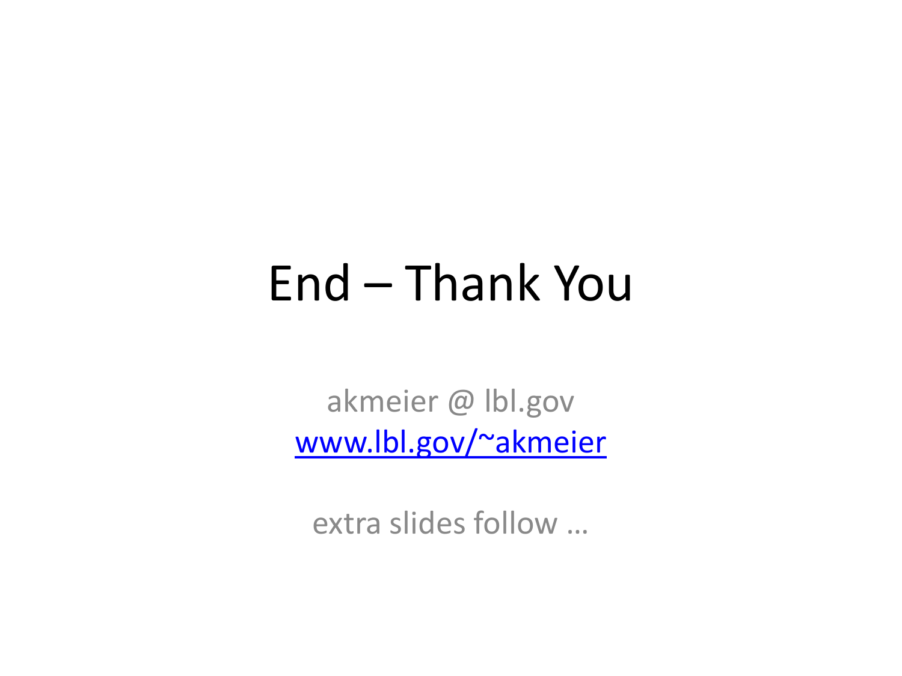# End – Thank You

akmeier @ lbl.gov

[www.lbl.gov/~akmeier](http://www.lbl.gov/~akmeier)

extra slides follow …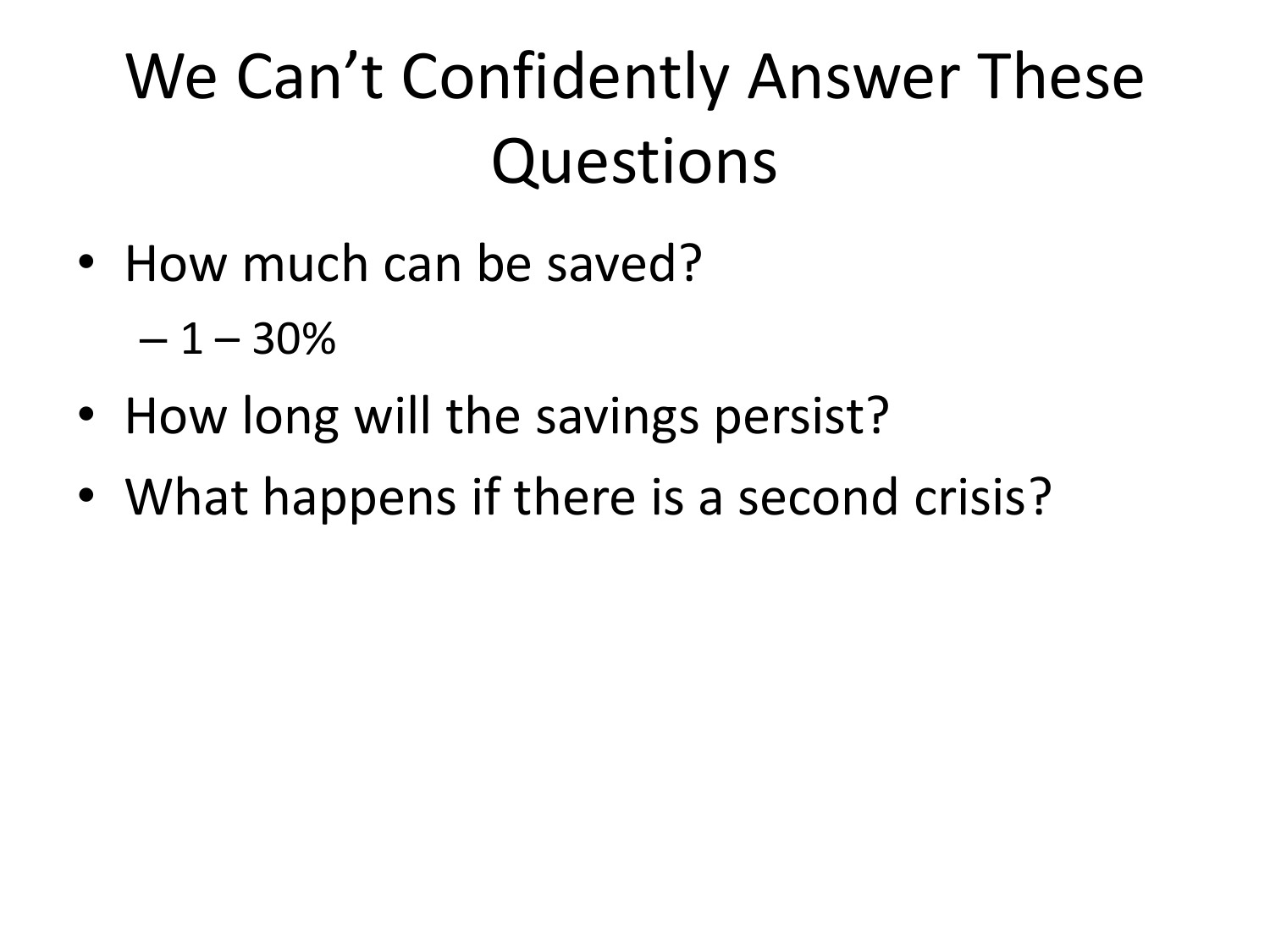# We Can't Confidently Answer These Questions

- How much can be saved?
  - 1 – 30%
- How long will the savings persist?
- What happens if there is a second crisis?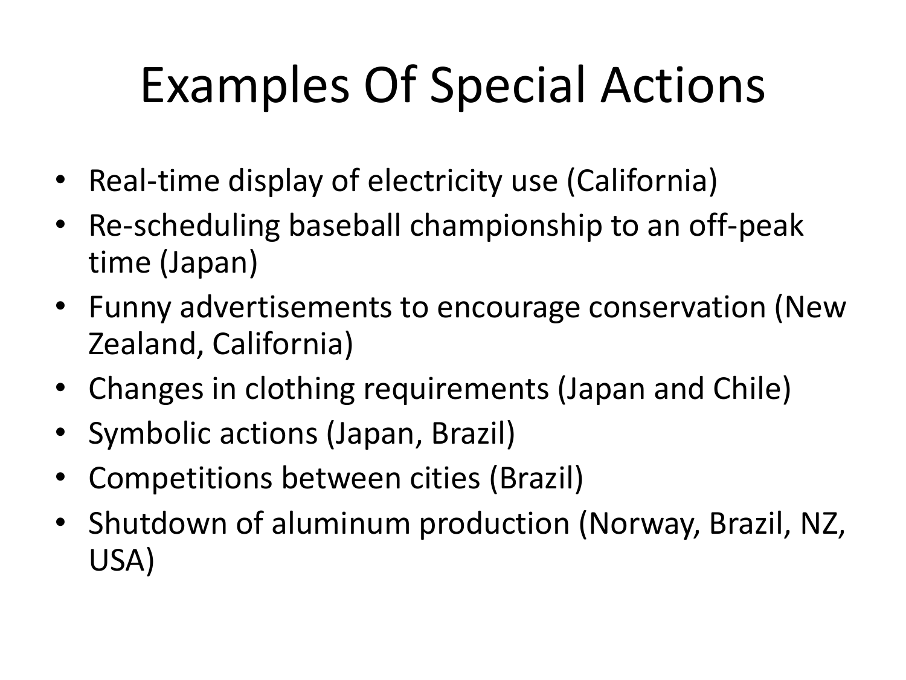# Examples Of Special Actions

- Real-time display of electricity use (California)
- Re-scheduling baseball championship to an off-peak time (Japan)
- Funny advertisements to encourage conservation (New Zealand, California)
- Changes in clothing requirements (Japan and Chile)
- Symbolic actions (Japan, Brazil)
- Competitions between cities (Brazil)
- Shutdown of aluminum production (Norway, Brazil, NZ, USA)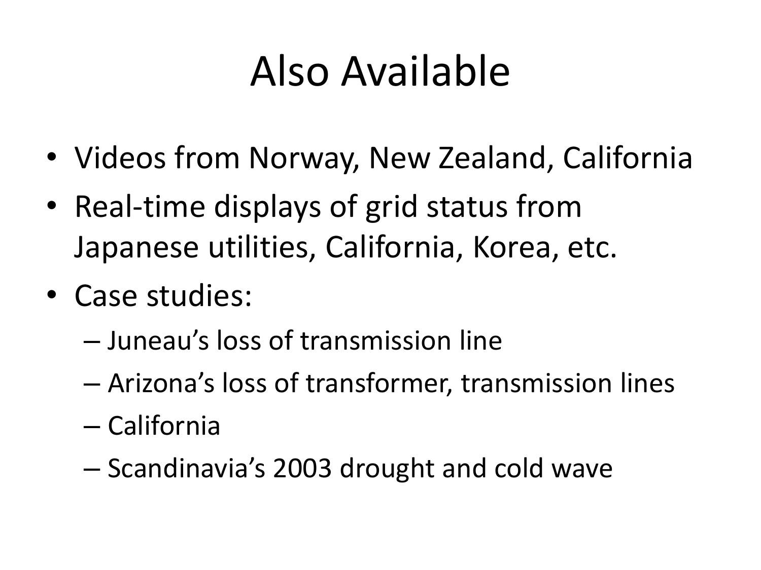# Also Available

- Videos from Norway, New Zealand, California
- Real-time displays of grid status from Japanese utilities, California, Korea, etc.
- Case studies:
  - Juneau's loss of transmission line
  - Arizona's loss of transformer, transmission lines
  - California
  - Scandinavia's 2003 drought and cold wave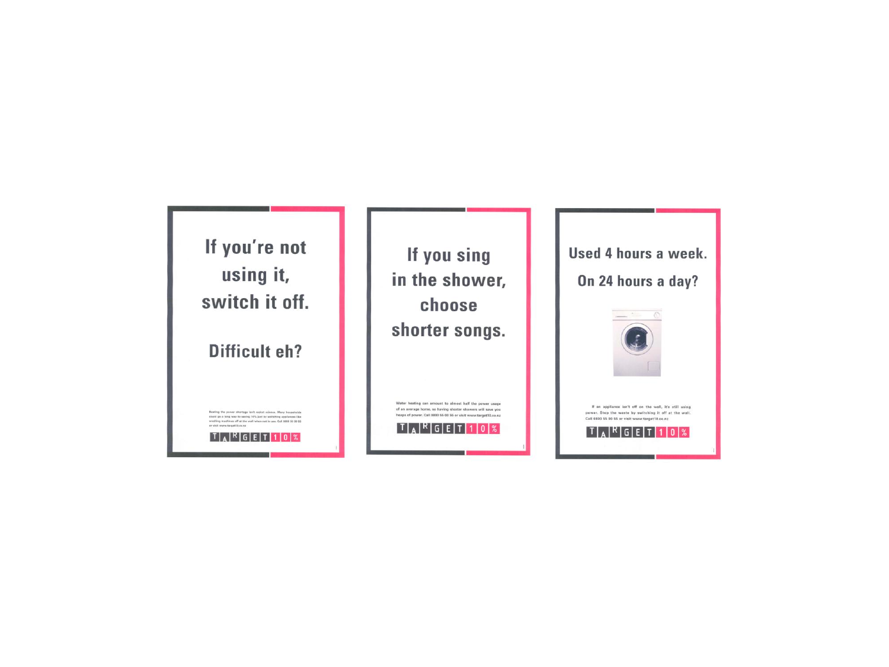If you're not using it, switch it off.

Difficult eh?

Beating the power shortage isn't rocket science. Many households could go a long way to saving 10% just by switching appliances like washing machines off at the wall when not in use. Call 0800 55 00 55 or visit www.target10.co.nz

TARGET 10%

If you sing in the shower, choose shorter songs.

Water heating can amount to almost half the power usage of an average home, so having shorter showers will save you heaps of power. Call 0800 55 00 55 or visit www.target10.co.nz

TARGET 10%

Used 4 hours a week.

On 24 hours a day?

If an appliance isn't off on the wall, it's still using power. Stop the waste by switching it off at the wall. Call 0800 55 00 55 or visit www.target10.co.nz

TARGET 10%